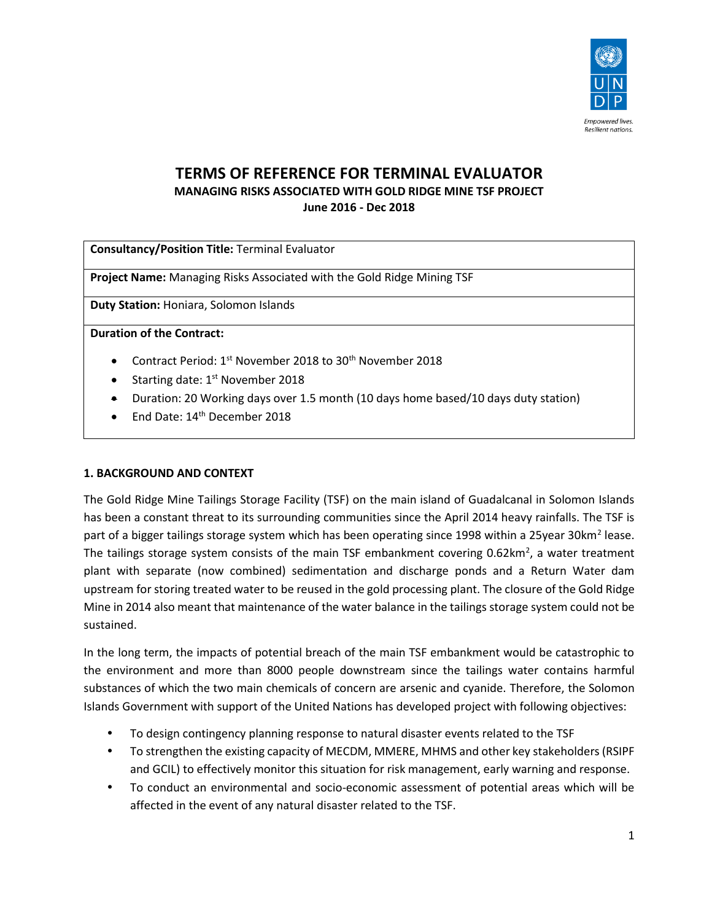# TERMS OF REFERENCE FOR TERMINAL EVALUATOR

**MANAGING RISKS ASSOCIATED WITH GOLD RIDGE MINE TSF PROJECT**

**June 2016 - Dec 2018**

| **Consultancy/Position Title:** Terminal Evaluator |
|---|
| **Project Name:** Managing Risks Associated with the Gold Ridge Mining TSF |
| **Duty Station:** Honiara, Solomon Islands |
| **Duration of the Contract:** <br> • Contract Period: 1st November 2018 to 30th November 2018 <br> • Starting date: 1st November 2018 <br> • Duration: 20 Working days over 1.5 month (10 days home based/10 days duty station) <br> • End Date: 14th December 2018 |

## 1. BACKGROUND AND CONTEXT

The Gold Ridge Mine Tailings Storage Facility (TSF) on the main island of Guadalcanal in Solomon Islands has been a constant threat to its surrounding communities since the April 2014 heavy rainfalls. The TSF is part of a bigger tailings storage system which has been operating since 1998 within a 25year 30km$^2$ lease. The tailings storage system consists of the main TSF embankment covering 0.62km$^2$, a water treatment plant with separate (now combined) sedimentation and discharge ponds and a Return Water dam upstream for storing treated water to be reused in the gold processing plant. The closure of the Gold Ridge Mine in 2014 also meant that maintenance of the water balance in the tailings storage system could not be sustained.

In the long term, the impacts of potential breach of the main TSF embankment would be catastrophic to the environment and more than 8000 people downstream since the tailings water contains harmful substances of which the two main chemicals of concern are arsenic and cyanide. Therefore, the Solomon Islands Government with support of the United Nations has developed project with following objectives:

- To design contingency planning response to natural disaster events related to the TSF
- To strengthen the existing capacity of MECDM, MMERE, MHMS and other key stakeholders (RSIPF and GCIL) to effectively monitor this situation for risk management, early warning and response.
- To conduct an environmental and socio-economic assessment of potential areas which will be affected in the event of any natural disaster related to the TSF.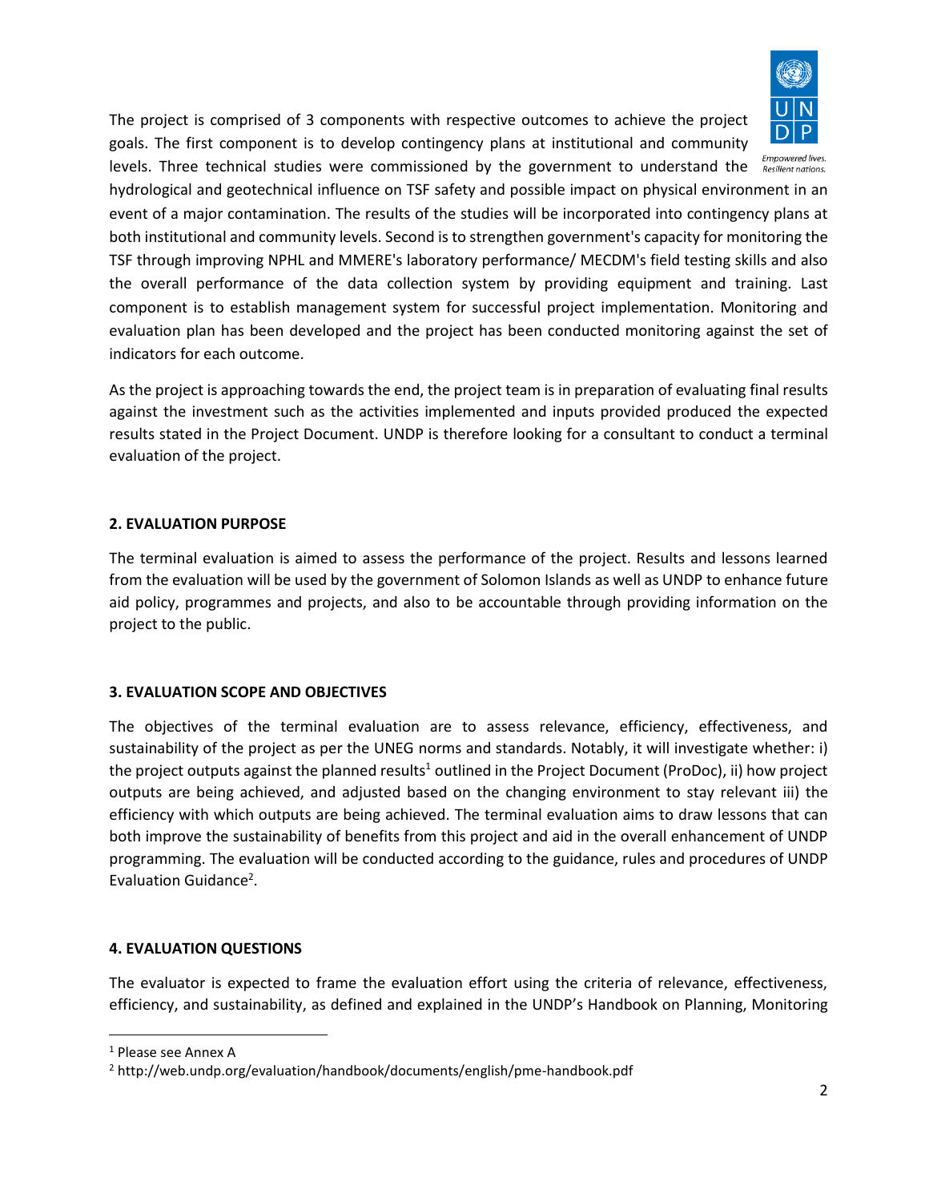The project is comprised of 3 components with respective outcomes to achieve the project goals. The first component is to develop contingency plans at institutional and community levels. Three technical studies were commissioned by the government to understand the hydrological and geotechnical influence on TSF safety and possible impact on physical environment in an event of a major contamination. The results of the studies will be incorporated into contingency plans at both institutional and community levels. Second is to strengthen government's capacity for monitoring the TSF through improving NPHL and MMERE's laboratory performance/ MECDM's field testing skills and also the overall performance of the data collection system by providing equipment and training. Last component is to establish management system for successful project implementation. Monitoring and evaluation plan has been developed and the project has been conducted monitoring against the set of indicators for each outcome.

As the project is approaching towards the end, the project team is in preparation of evaluating final results against the investment such as the activities implemented and inputs provided produced the expected results stated in the Project Document. UNDP is therefore looking for a consultant to conduct a terminal evaluation of the project.

## 2. EVALUATION PURPOSE

The terminal evaluation is aimed to assess the performance of the project. Results and lessons learned from the evaluation will be used by the government of Solomon Islands as well as UNDP to enhance future aid policy, programmes and projects, and also to be accountable through providing information on the project to the public.

## 3. EVALUATION SCOPE AND OBJECTIVES

The objectives of the terminal evaluation are to assess relevance, efficiency, effectiveness, and sustainability of the project as per the UNEG norms and standards. Notably, it will investigate whether: i) the project outputs against the planned results[1] outlined in the Project Document (ProDoc), ii) how project outputs are being achieved, and adjusted based on the changing environment to stay relevant iii) the efficiency with which outputs are being achieved. The terminal evaluation aims to draw lessons that can both improve the sustainability of benefits from this project and aid in the overall enhancement of UNDP programming. The evaluation will be conducted according to the guidance, rules and procedures of UNDP Evaluation Guidance[2].

## 4. EVALUATION QUESTIONS

The evaluator is expected to frame the evaluation effort using the criteria of relevance, effectiveness, efficiency, and sustainability, as defined and explained in the UNDP's Handbook on Planning, Monitoring

---

[1] Please see Annex A

[2] http://web.undp.org/evaluation/handbook/documents/english/pme-handbook.pdf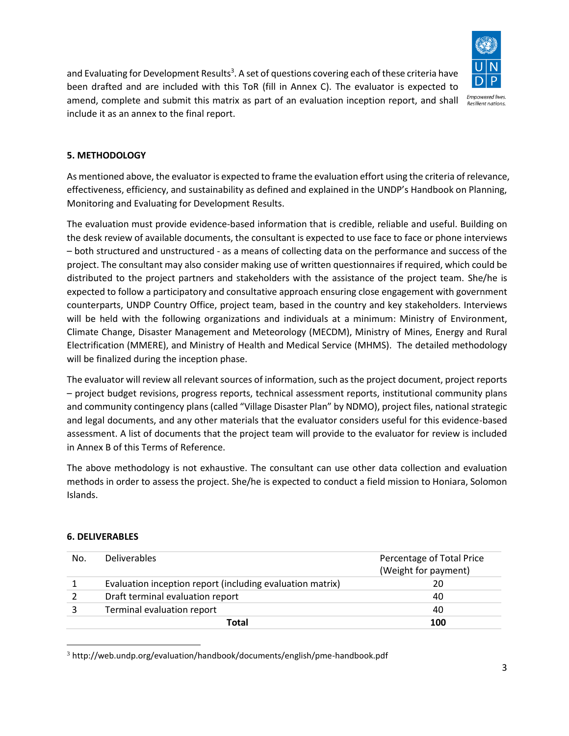and Evaluating for Development Results[3]. A set of questions covering each of these criteria have been drafted and are included with this ToR (fill in Annex C). The evaluator is expected to amend, complete and submit this matrix as part of an evaluation inception report, and shall include it as an annex to the final report.

## 5. METHODOLOGY

As mentioned above, the evaluator is expected to frame the evaluation effort using the criteria of relevance, effectiveness, efficiency, and sustainability as defined and explained in the UNDP's Handbook on Planning, Monitoring and Evaluating for Development Results.

The evaluation must provide evidence-based information that is credible, reliable and useful. Building on the desk review of available documents, the consultant is expected to use face to face or phone interviews – both structured and unstructured - as a means of collecting data on the performance and success of the project. The consultant may also consider making use of written questionnaires if required, which could be distributed to the project partners and stakeholders with the assistance of the project team. She/he is expected to follow a participatory and consultative approach ensuring close engagement with government counterparts, UNDP Country Office, project team, based in the country and key stakeholders. Interviews will be held with the following organizations and individuals at a minimum: Ministry of Environment, Climate Change, Disaster Management and Meteorology (MECDM), Ministry of Mines, Energy and Rural Electrification (MMERE), and Ministry of Health and Medical Service (MHMS). The detailed methodology will be finalized during the inception phase.

The evaluator will review all relevant sources of information, such as the project document, project reports – project budget revisions, progress reports, technical assessment reports, institutional community plans and community contingency plans (called "Village Disaster Plan" by NDMO), project files, national strategic and legal documents, and any other materials that the evaluator considers useful for this evidence-based assessment. A list of documents that the project team will provide to the evaluator for review is included in Annex B of this Terms of Reference.

The above methodology is not exhaustive. The consultant can use other data collection and evaluation methods in order to assess the project. She/he is expected to conduct a field mission to Honiara, Solomon Islands.

## 6. DELIVERABLES

| No. | Deliverables | Percentage of Total Price (Weight for payment) |
|---|---|---|
| 1 | Evaluation inception report (including evaluation matrix) | 20 |
| 2 | Draft terminal evaluation report | 40 |
| 3 | Terminal evaluation report | 40 |
| | **Total** | **100** |

[3] http://web.undp.org/evaluation/handbook/documents/english/pme-handbook.pdf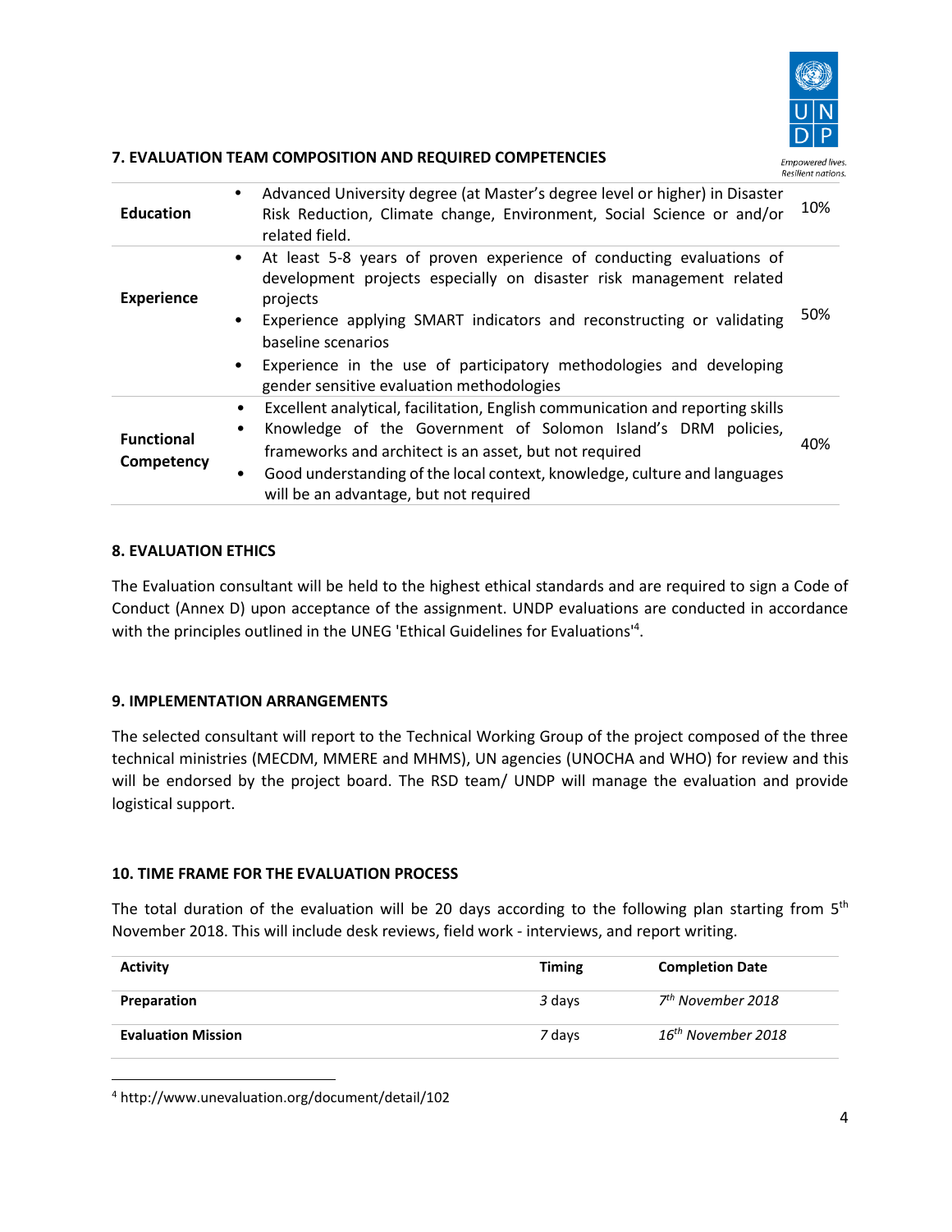### 7. EVALUATION TEAM COMPOSITION AND REQUIRED COMPETENCIES

| | | |
|---|---|---|
| **Education** | • Advanced University degree (at Master's degree level or higher) in Disaster Risk Reduction, Climate change, Environment, Social Science or and/or related field. | 10% |
| **Experience** | • At least 5-8 years of proven experience of conducting evaluations of development projects especially on disaster risk management related projects<br>• Experience applying SMART indicators and reconstructing or validating baseline scenarios<br>• Experience in the use of participatory methodologies and developing gender sensitive evaluation methodologies | 50% |
| **Functional Competency** | • Excellent analytical, facilitation, English communication and reporting skills<br>• Knowledge of the Government of Solomon Island's DRM policies, frameworks and architect is an asset, but not required<br>• Good understanding of the local context, knowledge, culture and languages will be an advantage, but not required | 40% |

### 8. EVALUATION ETHICS

The Evaluation consultant will be held to the highest ethical standards and are required to sign a Code of Conduct (Annex D) upon acceptance of the assignment. UNDP evaluations are conducted in accordance with the principles outlined in the UNEG 'Ethical Guidelines for Evaluations'[4].

### 9. IMPLEMENTATION ARRANGEMENTS

The selected consultant will report to the Technical Working Group of the project composed of the three technical ministries (MECDM, MMERE and MHMS), UN agencies (UNOCHA and WHO) for review and this will be endorsed by the project board. The RSD team/ UNDP will manage the evaluation and provide logistical support.

### 10. TIME FRAME FOR THE EVALUATION PROCESS

The total duration of the evaluation will be 20 days according to the following plan starting from 5th November 2018. This will include desk reviews, field work - interviews, and report writing.

| Activity | Timing | Completion Date |
|---|---|---|
| **Preparation** | *3* days | *7th November 2018* |
| **Evaluation Mission** | *7* days | *16th November 2018* |

[4] http://www.unevaluation.org/document/detail/102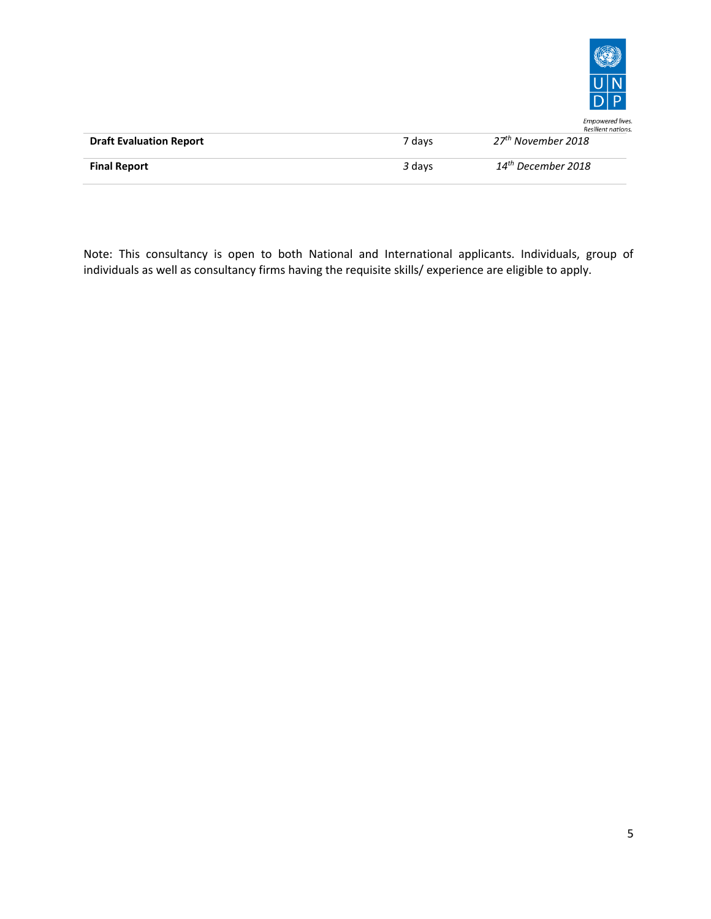| | | |
|---|---|---|
| **Draft Evaluation Report** | 7 days | *27th November 2018* |
| **Final Report** | *3* days | *14th December 2018* |

Note: This consultancy is open to both National and International applicants. Individuals, group of individuals as well as consultancy firms having the requisite skills/ experience are eligible to apply.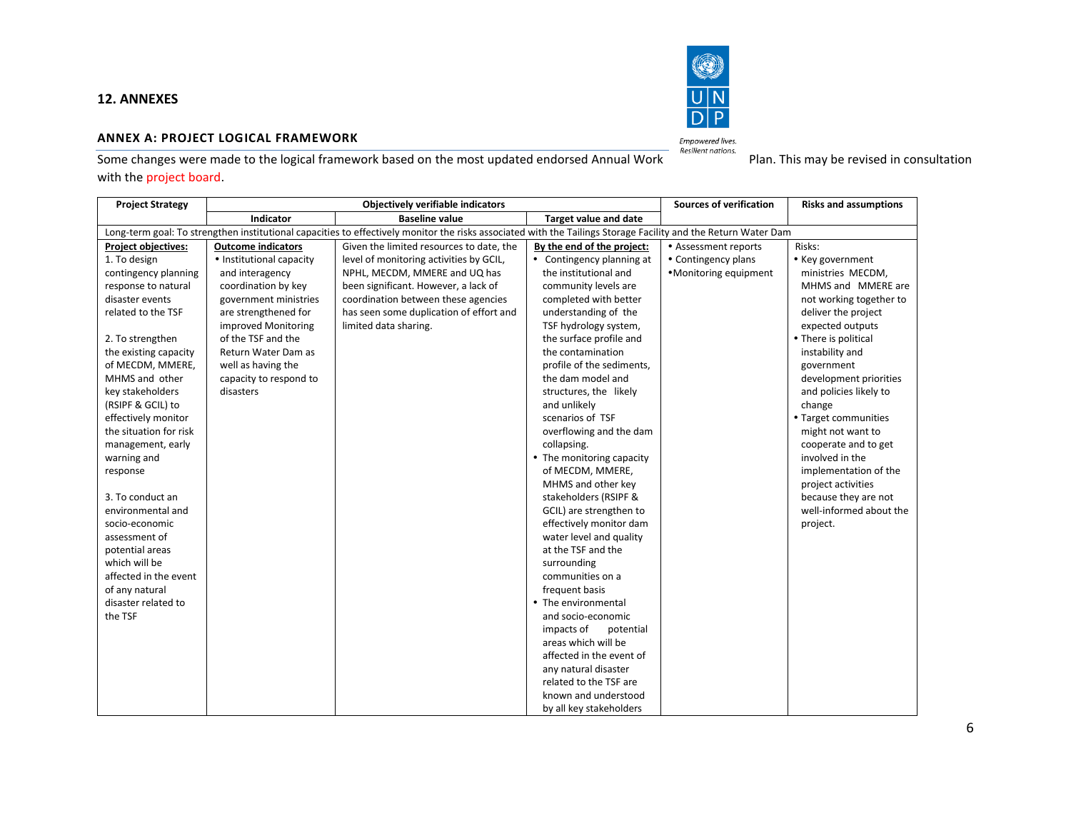## 12. ANNEXES

### ANNEX A: PROJECT LOGICAL FRAMEWORK

Some changes were made to the logical framework based on the most updated endorsed Annual Work Plan. This may be revised in consultation with the project board.

| Project Strategy | Objectively verifiable indicators | | | Sources of verification | Risks and assumptions |
|---|---|---|---|---|---|
| | Indicator | Baseline value | Target value and date | | |
| Long-term goal: To strengthen institutional capacities to effectively monitor the risks associated with the Tailings Storage Facility and the Return Water Dam | | | | | |
| **Project objectives:**<br>1. To design contingency planning response to natural disaster events related to the TSF<br><br>2. To strengthen the existing capacity of MECDM, MMERE, MHMS and other key stakeholders (RSIPF & GCIL) to effectively monitor the situation for risk management, early warning and response<br><br>3. To conduct an environmental and socio-economic assessment of potential areas which will be affected in the event of any natural disaster related to the TSF | **Outcome indicators**<br>• Institutional capacity and interagency coordination by key government ministries are strengthened for improved Monitoring of the TSF and the Return Water Dam as well as having the capacity to respond to disasters | Given the limited resources to date, the level of monitoring activities by GCIL, NPHL, MECDM, MMERE and UQ has been significant. However, a lack of coordination between these agencies has seen some duplication of effort and limited data sharing. | **By the end of the project:**<br>• Contingency planning at the institutional and community levels are completed with better understanding of the TSF hydrology system, the surface profile and the contamination profile of the sediments, the dam model and structures, the likely and unlikely scenarios of TSF overflowing and the dam collapsing.<br>• The monitoring capacity of MECDM, MMERE, MHMS and other key stakeholders (RSIPF & GCIL) are strengthen to effectively monitor dam water level and quality at the TSF and the surrounding communities on a frequent basis<br>• The environmental and socio-economic impacts of potential areas which will be affected in the event of any natural disaster related to the TSF are known and understood by all key stakeholders | • Assessment reports<br>• Contingency plans<br>• Monitoring equipment | Risks:<br>• Key government ministries MECDM, MHMS and MMERE are not working together to deliver the project expected outputs<br>• There is political instability and government development priorities and policies likely to change<br>• Target communities might not want to cooperate and to get involved in the implementation of the project activities because they are not well-informed about the project. |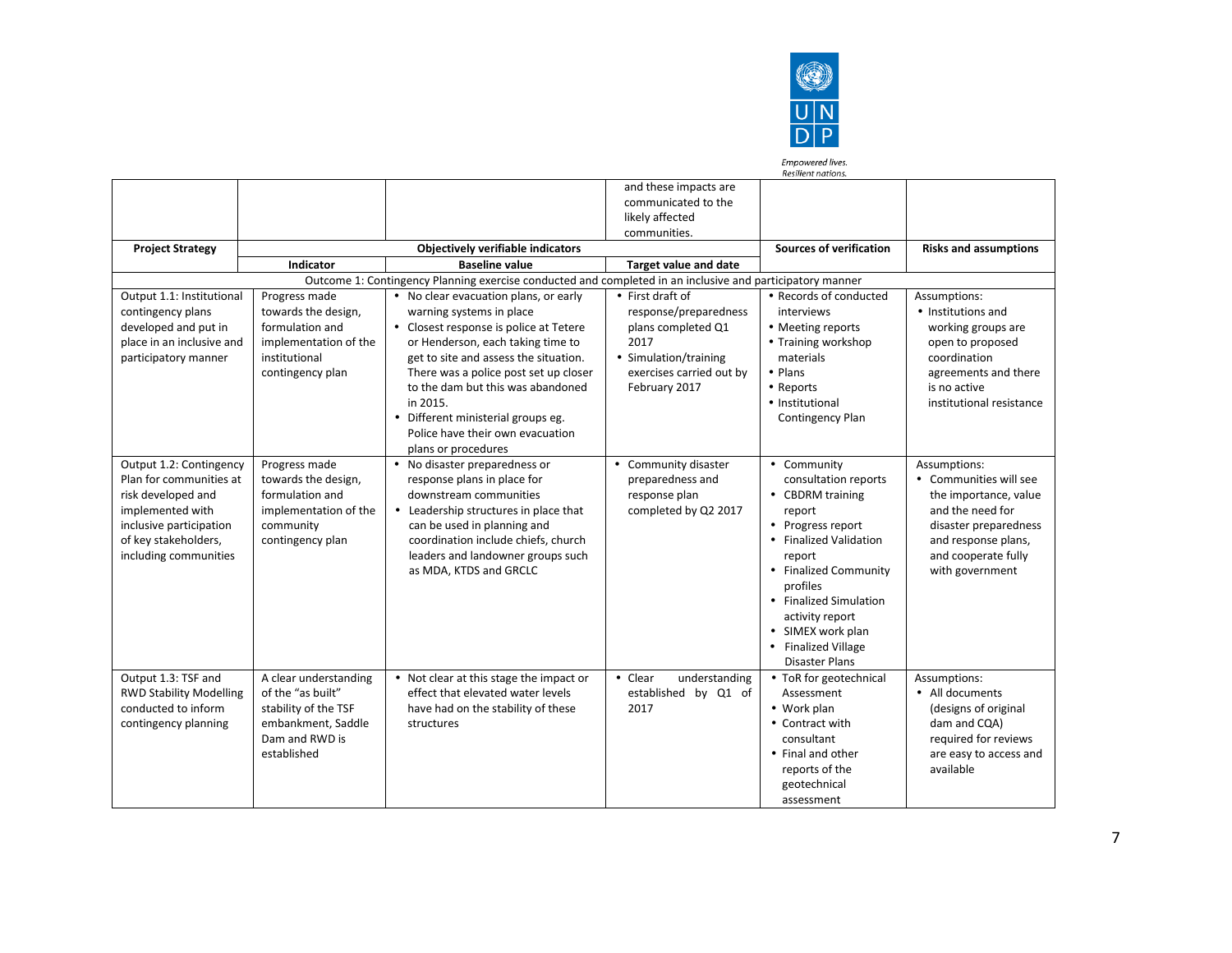| Project Strategy | Objectively verifiable indicators | | | Sources of verification | Risks and assumptions |
|---|---|---|---|---|---|
| | | | and these impacts are communicated to the likely affected communities. | | |
| | Indicator | Baseline value | Target value and date | | |
| Outcome 1: Contingency Planning exercise conducted and completed in an inclusive and participatory manner | | | | | |
| Output 1.1: Institutional contingency plans developed and put in place in an inclusive and participatory manner | Progress made towards the design, formulation and implementation of the institutional contingency plan | • No clear evacuation plans, or early warning systems in place<br>• Closest response is police at Tetere or Henderson, each taking time to get to site and assess the situation. There was a police post set up closer to the dam but this was abandoned in 2015.<br>• Different ministerial groups eg. Police have their own evacuation plans or procedures | • First draft of response/preparedness plans completed Q1 2017<br>• Simulation/training exercises carried out by February 2017 | • Records of conducted interviews<br>• Meeting reports<br>• Training workshop materials<br>• Plans<br>• Reports<br>• Institutional Contingency Plan | Assumptions:<br>• Institutions and working groups are open to proposed coordination agreements and there is no active institutional resistance |
| Output 1.2: Contingency Plan for communities at risk developed and implemented with inclusive participation of key stakeholders, including communities | Progress made towards the design, formulation and implementation of the community contingency plan | • No disaster preparedness or response plans in place for downstream communities<br>• Leadership structures in place that can be used in planning and coordination include chiefs, church leaders and landowner groups such as MDA, KTDS and GRCLC | • Community disaster preparedness and response plan completed by Q2 2017 | • Community consultation reports<br>• CBDRM training report<br>• Progress report<br>• Finalized Validation report<br>• Finalized Community profiles<br>• Finalized Simulation activity report<br>• SIMEX work plan<br>• Finalized Village Disaster Plans | Assumptions:<br>• Communities will see the importance, value and the need for disaster preparedness and response plans, and cooperate fully with government |
| Output 1.3: TSF and RWD Stability Modelling conducted to inform contingency planning | A clear understanding of the "as built" stability of the TSF embankment, Saddle Dam and RWD is established | • Not clear at this stage the impact or effect that elevated water levels have had on the stability of these structures | • Clear understanding established by Q1 of 2017 | • ToR for geotechnical Assessment<br>• Work plan<br>• Contract with consultant<br>• Final and other reports of the geotechnical assessment | Assumptions:<br>• All documents (designs of original dam and CQA) required for reviews are easy to access and available |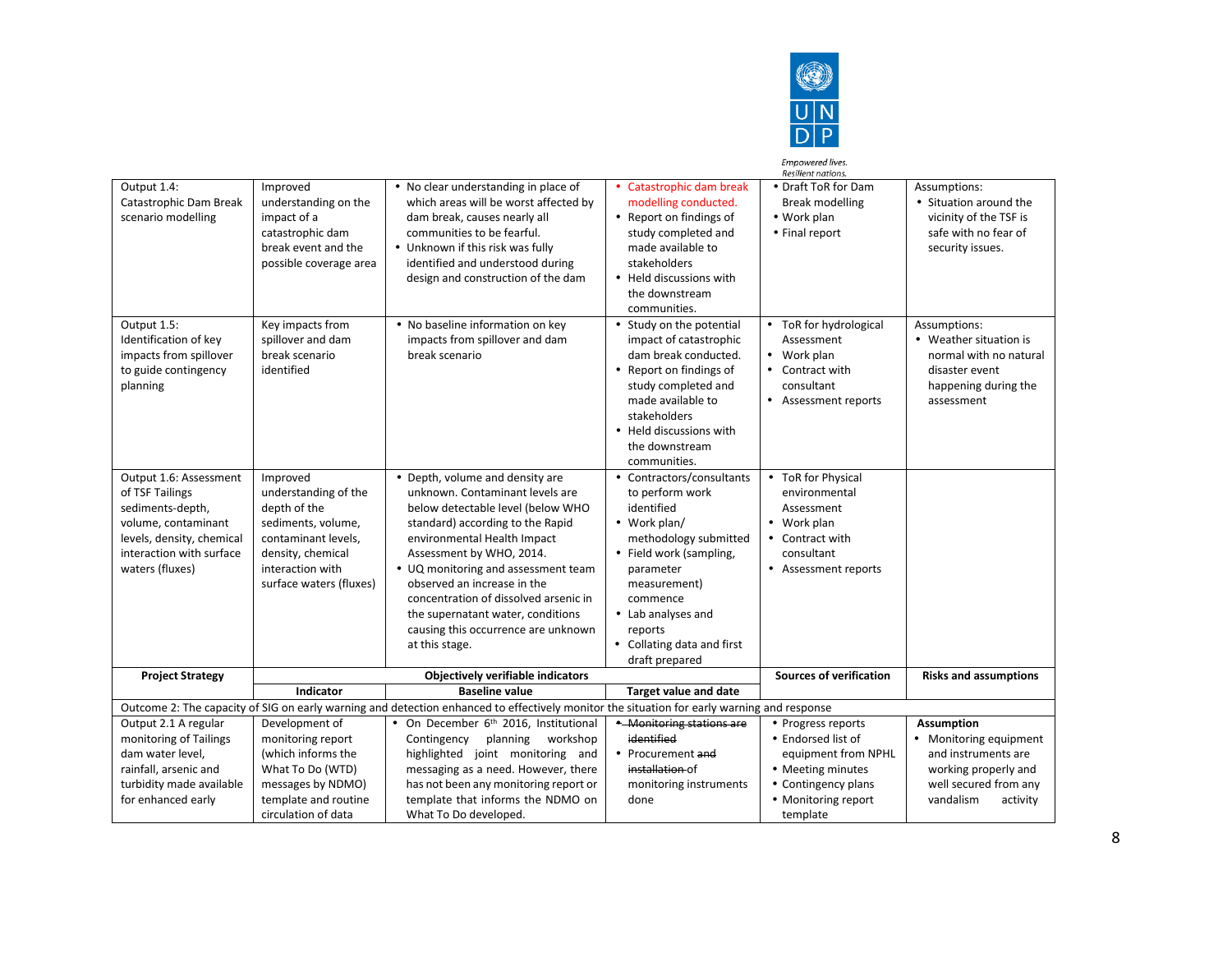| Output 1.4: Catastrophic Dam Break scenario modelling | Improved understanding on the impact of a catastrophic dam break event and the possible coverage area | • No clear understanding in place of which areas will be worst affected by dam break, causes nearly all communities to be fearful.<br>• Unknown if this risk was fully identified and understood during design and construction of the dam | • Catastrophic dam break modelling conducted.<br>• Report on findings of study completed and made available to stakeholders<br>• Held discussions with the downstream communities. | • Draft ToR for Dam Break modelling<br>• Work plan<br>• Final report | Assumptions:<br>• Situation around the vicinity of the TSF is safe with no fear of security issues. |
|---|---|---|---|---|---|
| Output 1.5: Identification of key impacts from spillover to guide contingency planning | Key impacts from spillover and dam break scenario identified | • No baseline information on key impacts from spillover and dam break scenario | • Study on the potential impact of catastrophic dam break conducted.<br>• Report on findings of study completed and made available to stakeholders<br>• Held discussions with the downstream communities. | • ToR for hydrological Assessment<br>• Work plan<br>• Contract with consultant<br>• Assessment reports | Assumptions:<br>• Weather situation is normal with no natural disaster event happening during the assessment |
| Output 1.6: Assessment of TSF Tailings sediments-depth, volume, contaminant levels, density, chemical interaction with surface waters (fluxes) | Improved understanding of the depth of the sediments, volume, contaminant levels, density, chemical interaction with surface waters (fluxes) | • Depth, volume and density are unknown. Contaminant levels are below detectable level (below WHO standard) according to the Rapid environmental Health Impact Assessment by WHO, 2014.<br>• UQ monitoring and assessment team observed an increase in the concentration of dissolved arsenic in the supernatant water, conditions causing this occurrence are unknown at this stage. | • Contractors/consultants to perform work identified<br>• Work plan/ methodology submitted<br>• Field work (sampling, parameter measurement) commence<br>• Lab analyses and reports<br>• Collating data and first draft prepared | • ToR for Physical environmental Assessment<br>• Work plan<br>• Contract with consultant<br>• Assessment reports | |
| **Project Strategy** | **Objectively verifiable indicators** | | | **Sources of verification** | **Risks and assumptions** |
| | **Indicator** | **Baseline value** | **Target value and date** | | |
| Outcome 2: The capacity of SIG on early warning and detection enhanced to effectively monitor the situation for early warning and response | | | | | |
| Output 2.1 A regular monitoring of Tailings dam water level, rainfall, arsenic and turbidity made available for enhanced early | Development of monitoring report (which informs the What To Do (WTD) messages by NDMO) template and routine circulation of data | • On December 6th 2016, Institutional Contingency planning workshop highlighted joint monitoring and messaging as a need. However, there has not been any monitoring report or template that informs the NDMO on What To Do developed. | • ~~Monitoring stations are identified~~<br>• Procurement ~~and installation~~ of monitoring instruments done | • Progress reports<br>• Endorsed list of equipment from NPHL<br>• Meeting minutes<br>• Contingency plans<br>• Monitoring report template | **Assumption**<br>• Monitoring equipment and instruments are working properly and well secured from any vandalism activity |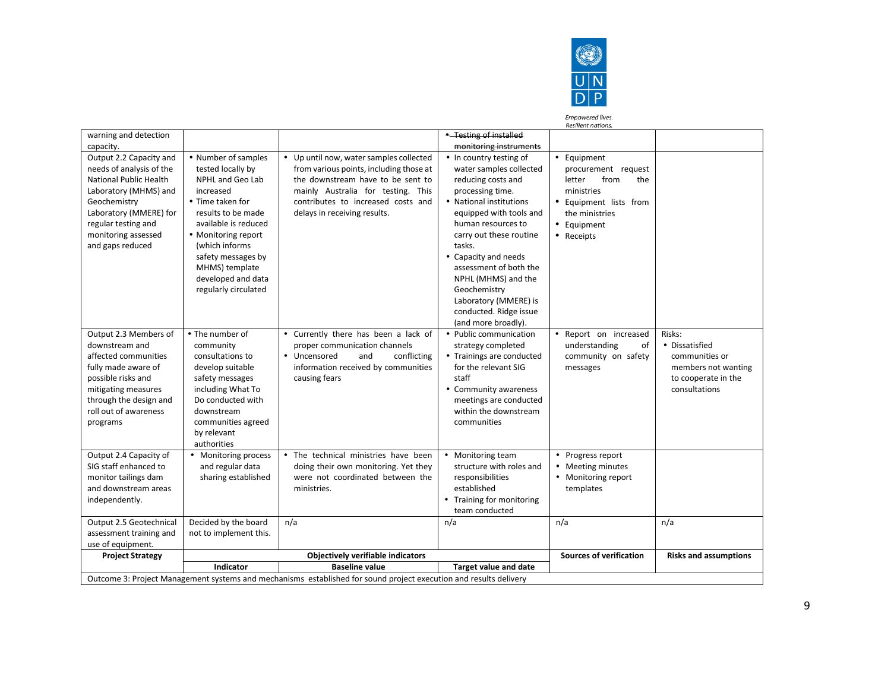| Project Strategy | Objectively verifiable indicators | | | Sources of verification | Risks and assumptions |
|---|---|---|---|---|---|
| | Indicator | Baseline value | Target value and date | | |
| warning and detection capacity. | | | ~~• Testing of installed monitoring instruments~~ | | |
| Output 2.2 Capacity and needs of analysis of the National Public Health Laboratory (MHMS) and Geochemistry Laboratory (MMERE) for regular testing and monitoring assessed and gaps reduced | • Number of samples tested locally by NPHL and Geo Lab increased<br>• Time taken for results to be made available is reduced<br>• Monitoring report (which informs safety messages by MHMS) template developed and data regularly circulated | • Up until now, water samples collected from various points, including those at the downstream have to be sent to mainly Australia for testing. This contributes to increased costs and delays in receiving results. | • In country testing of water samples collected reducing costs and processing time.<br>• National institutions equipped with tools and human resources to carry out these routine tasks.<br>• Capacity and needs assessment of both the NPHL (MHMS) and the Geochemistry Laboratory (MMERE) is conducted. Ridge issue (and more broadly). | • Equipment procurement request letter from the ministries<br>• Equipment lists from the ministries<br>• Equipment<br>• Receipts | |
| Output 2.3 Members of downstream and affected communities fully made aware of possible risks and mitigating measures through the design and roll out of awareness programs | • The number of community consultations to develop suitable safety messages including What To Do conducted with downstream communities agreed by relevant authorities | • Currently there has been a lack of proper communication channels<br>• Uncensored and conflicting information received by communities causing fears | • Public communication strategy completed<br>• Trainings are conducted for the relevant SIG staff<br>• Community awareness meetings are conducted within the downstream communities | • Report on increased understanding of community on safety messages | Risks:<br>• Dissatisfied communities or members not wanting to cooperate in the consultations |
| Output 2.4 Capacity of SIG staff enhanced to monitor tailings dam and downstream areas independently. | • Monitoring process and regular data sharing established | • The technical ministries have been doing their own monitoring. Yet they were not coordinated between the ministries. | • Monitoring team structure with roles and responsibilities established<br>• Training for monitoring team conducted | • Progress report<br>• Meeting minutes<br>• Monitoring report templates | |
| Output 2.5 Geotechnical assessment training and use of equipment. | Decided by the board not to implement this. | n/a | n/a | n/a | n/a |
| **Project Strategy** | **Objectively verifiable indicators** | | | **Sources of verification** | **Risks and assumptions** |
| | **Indicator** | **Baseline value** | **Target value and date** | | |
| Outcome 3: Project Management systems and mechanisms established for sound project execution and results delivery | | | | | |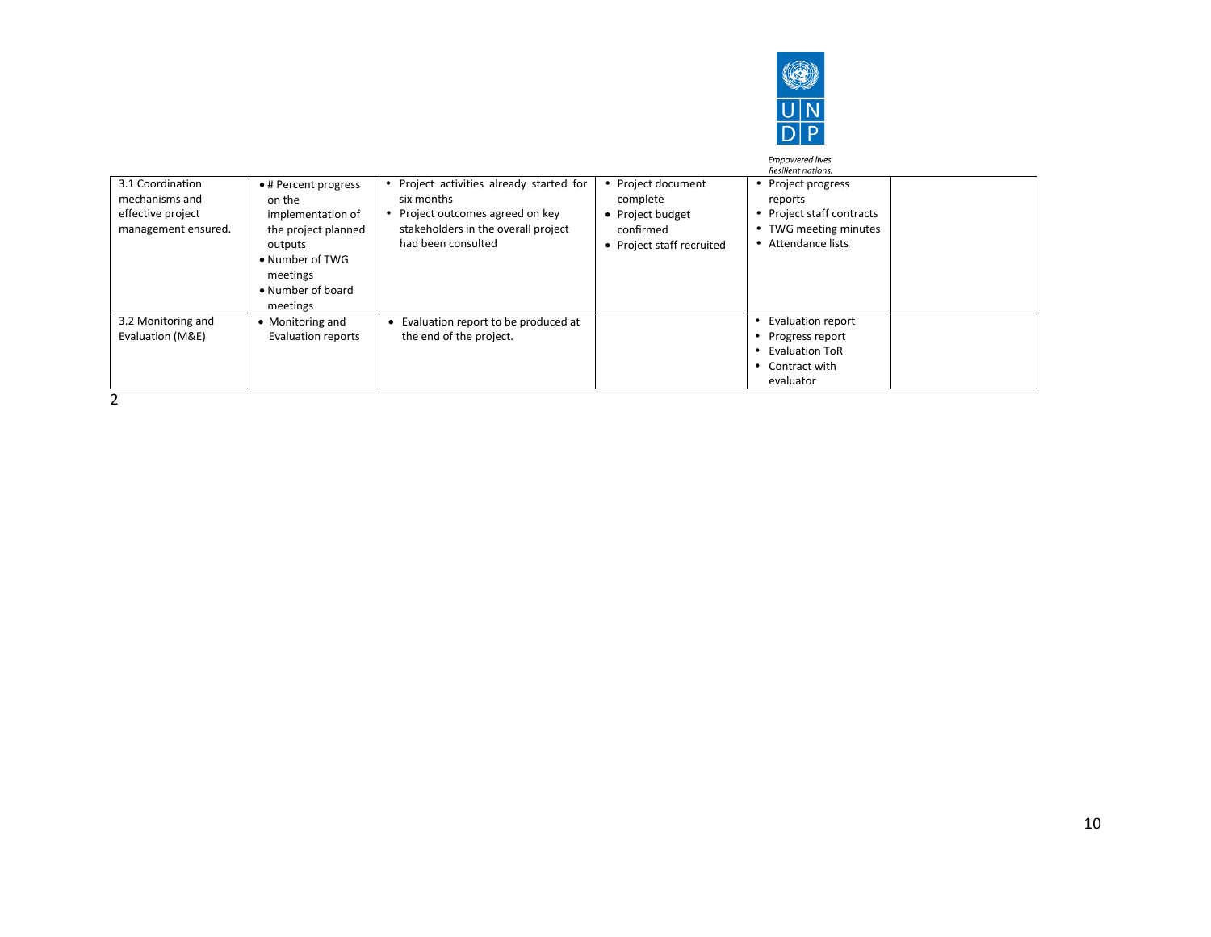| 3.1 Coordination mechanisms and effective project management ensured. | • # Percent progress on the implementation of the project planned outputs<br>• Number of TWG meetings<br>• Number of board meetings | • Project activities already started for six months<br>• Project outcomes agreed on key stakeholders in the overall project had been consulted | • Project document complete<br>• Project budget confirmed<br>• Project staff recruited | • Project progress reports<br>• Project staff contracts<br>• TWG meeting minutes<br>• Attendance lists | |
|---|---|---|---|---|---|
| 3.2 Monitoring and Evaluation (M&E) | • Monitoring and Evaluation reports | • Evaluation report to be produced at the end of the project. | | • Evaluation report<br>• Progress report<br>• Evaluation ToR<br>• Contract with evaluator | |

2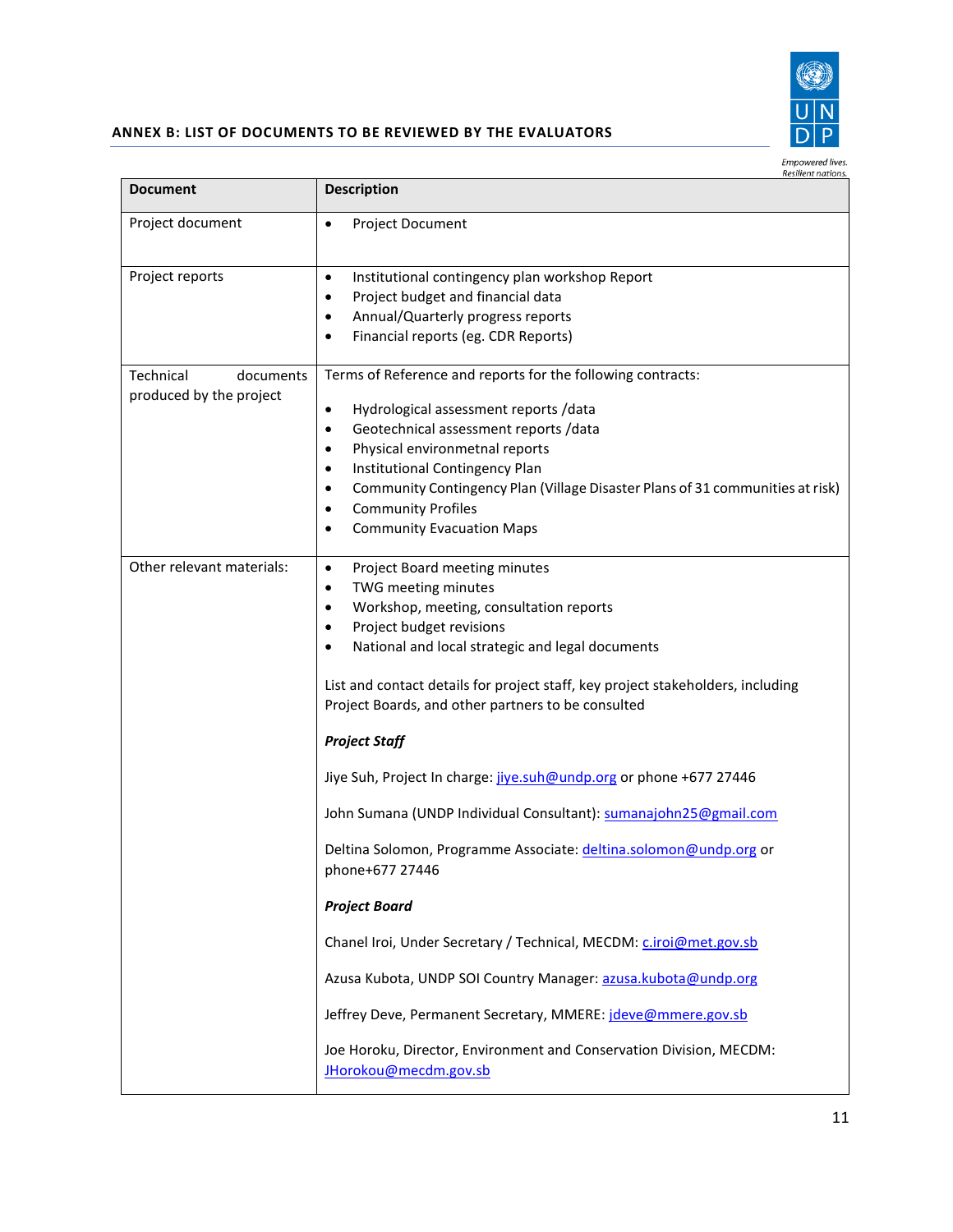## ANNEX B: LIST OF DOCUMENTS TO BE REVIEWED BY THE EVALUATORS

| Document | Description |
|---|---|
| Project document | • Project Document |
| Project reports | • Institutional contingency plan workshop Report<br>• Project budget and financial data<br>• Annual/Quarterly progress reports<br>• Financial reports (eg. CDR Reports) |
| Technical documents produced by the project | Terms of Reference and reports for the following contracts:<br><br>• Hydrological assessment reports /data<br>• Geotechnical assessment reports /data<br>• Physical environmetnal reports<br>• Institutional Contingency Plan<br>• Community Contingency Plan (Village Disaster Plans of 31 communities at risk)<br>• Community Profiles<br>• Community Evacuation Maps |
| Other relevant materials: | • Project Board meeting minutes<br>• TWG meeting minutes<br>• Workshop, meeting, consultation reports<br>• Project budget revisions<br>• National and local strategic and legal documents<br><br>List and contact details for project staff, key project stakeholders, including Project Boards, and other partners to be consulted<br><br>***Project Staff***<br><br>Jiye Suh, Project In charge: jiye.suh@undp.org or phone +677 27446<br><br>John Sumana (UNDP Individual Consultant): sumanajohn25@gmail.com<br><br>Deltina Solomon, Programme Associate: deltina.solomon@undp.org or phone+677 27446<br><br>***Project Board***<br><br>Chanel Iroi, Under Secretary / Technical, MECDM: c.iroi@met.gov.sb<br><br>Azusa Kubota, UNDP SOI Country Manager: azusa.kubota@undp.org<br><br>Jeffrey Deve, Permanent Secretary, MMERE: jdeve@mmere.gov.sb<br><br>Joe Horoku, Director, Environment and Conservation Division, MECDM: JHorokou@mecdm.gov.sb |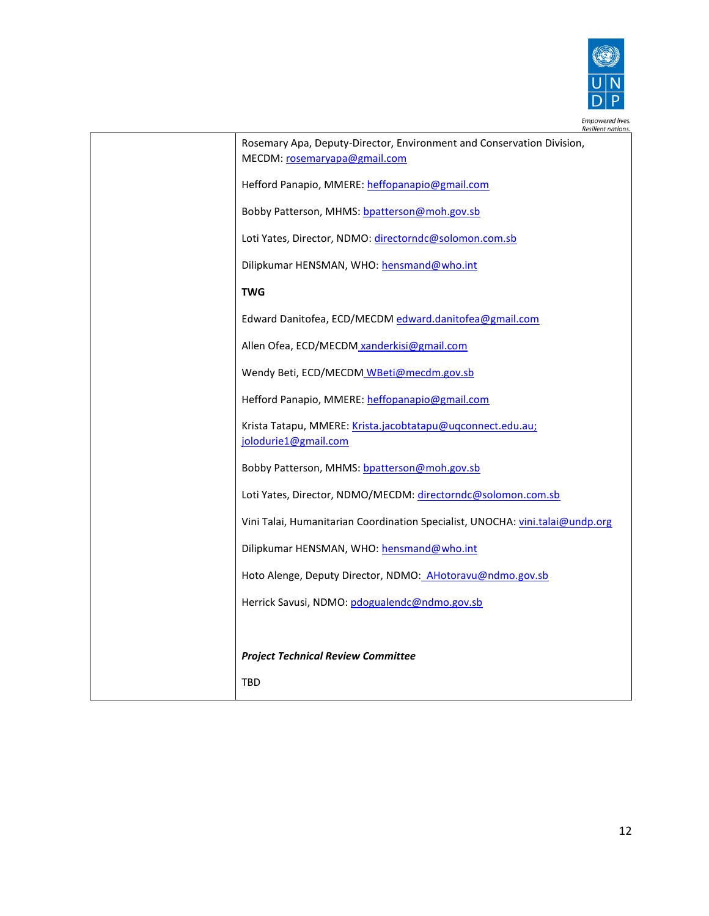|  |  |
|---|---|
|  | Rosemary Apa, Deputy-Director, Environment and Conservation Division, MECDM: rosemaryapa@gmail.com<br><br>Hefford Panapio, MMERE: heffopanapio@gmail.com<br><br>Bobby Patterson, MHMS: bpatterson@moh.gov.sb<br><br>Loti Yates, Director, NDMO: directorndc@solomon.com.sb<br><br>Dilipkumar HENSMAN, WHO: hensmand@who.int<br><br>**TWG**<br><br>Edward Danitofea, ECD/MECDM edward.danitofea@gmail.com<br><br>Allen Ofea, ECD/MECDM xanderkisi@gmail.com<br><br>Wendy Beti, ECD/MECDM WBeti@mecdm.gov.sb<br><br>Hefford Panapio, MMERE: heffopanapio@gmail.com<br><br>Krista Tatapu, MMERE: Krista.jacobtatapu@uqconnect.edu.au; jolodurie1@gmail.com<br><br>Bobby Patterson, MHMS: bpatterson@moh.gov.sb<br><br>Loti Yates, Director, NDMO/MECDM: directorndc@solomon.com.sb<br><br>Vini Talai, Humanitarian Coordination Specialist, UNOCHA: vini.talai@undp.org<br><br>Dilipkumar HENSMAN, WHO: hensmand@who.int<br><br>Hoto Alenge, Deputy Director, NDMO: AHotoravu@ndmo.gov.sb<br><br>Herrick Savusi, NDMO: pdogualendc@ndmo.gov.sb<br><br>***Project Technical Review Committee***<br><br>TBD |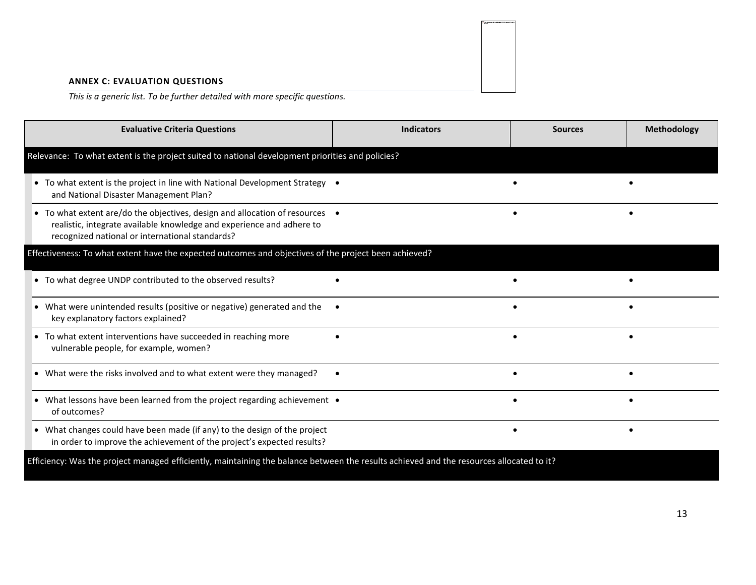**ANNEX C: EVALUATION QUESTIONS**

*This is a generic list. To be further detailed with more specific questions.*

| Evaluative Criteria Questions | Indicators | Sources | Methodology |
|---|---|---|---|
| Relevance: To what extent is the project suited to national development priorities and policies? | | | |
| • To what extent is the project in line with National Development Strategy and National Disaster Management Plan? | • | • | • |
| • To what extent are/do the objectives, design and allocation of resources realistic, integrate available knowledge and experience and adhere to recognized national or international standards? | • | • | • |
| Effectiveness: To what extent have the expected outcomes and objectives of the project been achieved? | | | |
| • To what degree UNDP contributed to the observed results? | • | • | • |
| • What were unintended results (positive or negative) generated and the key explanatory factors explained? | • | • | • |
| • To what extent interventions have succeeded in reaching more vulnerable people, for example, women? | • | • | • |
| • What were the risks involved and to what extent were they managed? | • | • | • |
| • What lessons have been learned from the project regarding achievement of outcomes? | • | • | • |
| • What changes could have been made (if any) to the design of the project in order to improve the achievement of the project's expected results? | | • | • |
| Efficiency: Was the project managed efficiently, maintaining the balance between the results achieved and the resources allocated to it? | | | |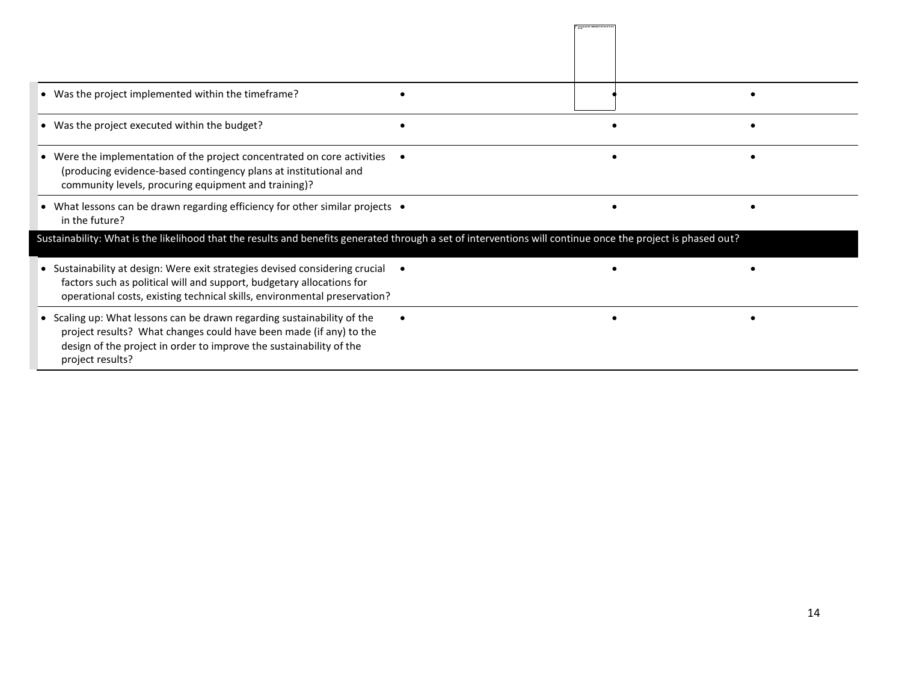| | | | |
|---|---|---|---|
| • Was the project implemented within the timeframe? | • | • | • |
| • Was the project executed within the budget? | • | • | • |
| • Were the implementation of the project concentrated on core activities (producing evidence-based contingency plans at institutional and community levels, procuring equipment and training)? | • | • | • |
| • What lessons can be drawn regarding efficiency for other similar projects in the future? | • | • | • |
| Sustainability: What is the likelihood that the results and benefits generated through a set of interventions will continue once the project is phased out? | | | |
| • Sustainability at design: Were exit strategies devised considering crucial factors such as political will and support, budgetary allocations for operational costs, existing technical skills, environmental preservation? | • | • | • |
| • Scaling up: What lessons can be drawn regarding sustainability of the project results? What changes could have been made (if any) to the design of the project in order to improve the sustainability of the project results? | • | • | • |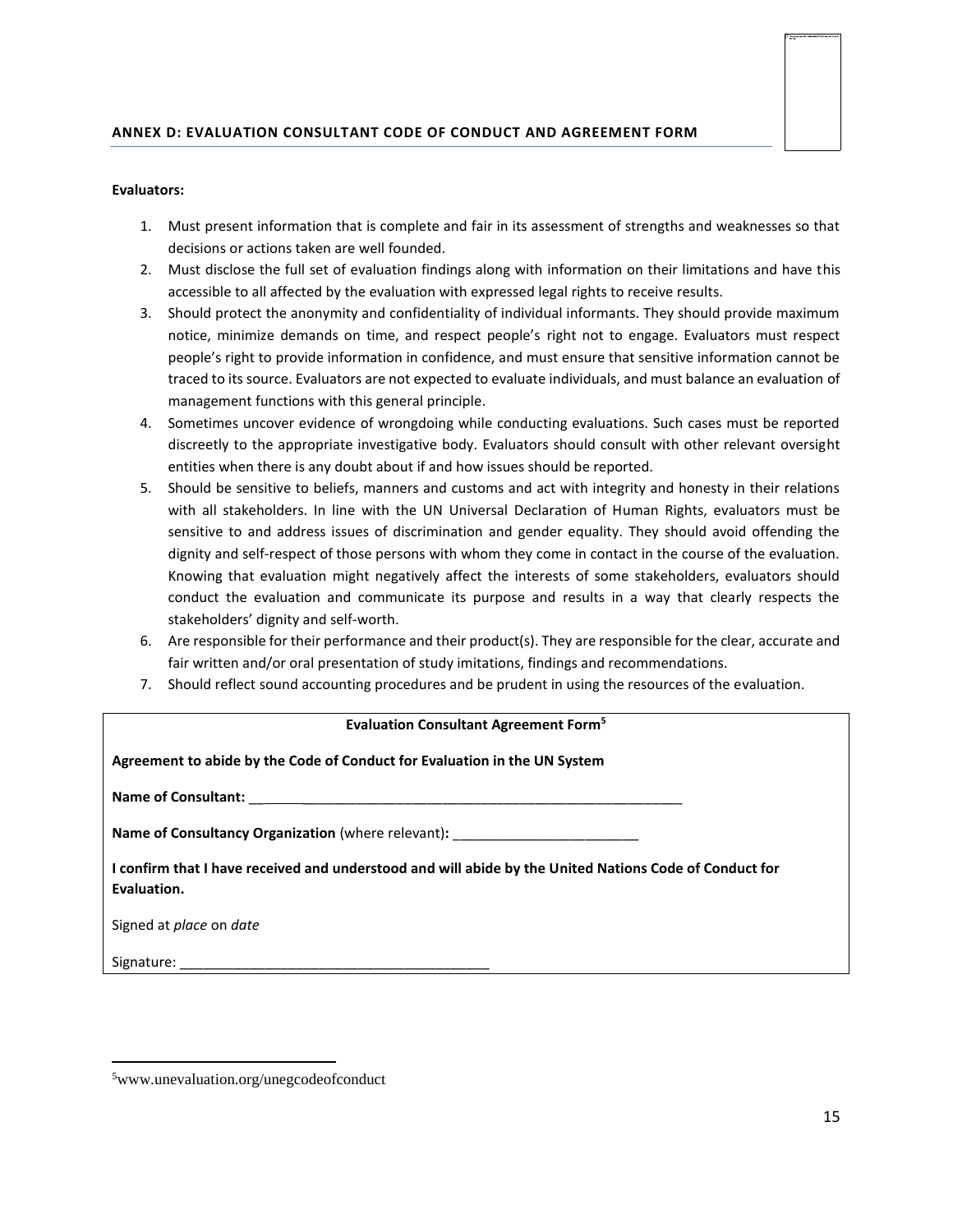## ANNEX D: EVALUATION CONSULTANT CODE OF CONDUCT AND AGREEMENT FORM

**Evaluators:**

1. Must present information that is complete and fair in its assessment of strengths and weaknesses so that decisions or actions taken are well founded.
2. Must disclose the full set of evaluation findings along with information on their limitations and have this accessible to all affected by the evaluation with expressed legal rights to receive results.
3. Should protect the anonymity and confidentiality of individual informants. They should provide maximum notice, minimize demands on time, and respect people's right not to engage. Evaluators must respect people's right to provide information in confidence, and must ensure that sensitive information cannot be traced to its source. Evaluators are not expected to evaluate individuals, and must balance an evaluation of management functions with this general principle.
4. Sometimes uncover evidence of wrongdoing while conducting evaluations. Such cases must be reported discreetly to the appropriate investigative body. Evaluators should consult with other relevant oversight entities when there is any doubt about if and how issues should be reported.
5. Should be sensitive to beliefs, manners and customs and act with integrity and honesty in their relations with all stakeholders. In line with the UN Universal Declaration of Human Rights, evaluators must be sensitive to and address issues of discrimination and gender equality. They should avoid offending the dignity and self-respect of those persons with whom they come in contact in the course of the evaluation. Knowing that evaluation might negatively affect the interests of some stakeholders, evaluators should conduct the evaluation and communicate its purpose and results in a way that clearly respects the stakeholders' dignity and self-worth.
6. Are responsible for their performance and their product(s). They are responsible for the clear, accurate and fair written and/or oral presentation of study imitations, findings and recommendations.
7. Should reflect sound accounting procedures and be prudent in using the resources of the evaluation.

**Evaluation Consultant Agreement Form**[5]

**Agreement to abide by the Code of Conduct for Evaluation in the UN System**

**Name of Consultant:** ______________________________________________________________

**Name of Consultancy Organization** (where relevant)**:** ________________________

**I confirm that I have received and understood and will abide by the United Nations Code of Conduct for Evaluation.**

Signed at *place* on *date*

Signature: ________________________________________

[5] www.unevaluation.org/unegcodeofconduct